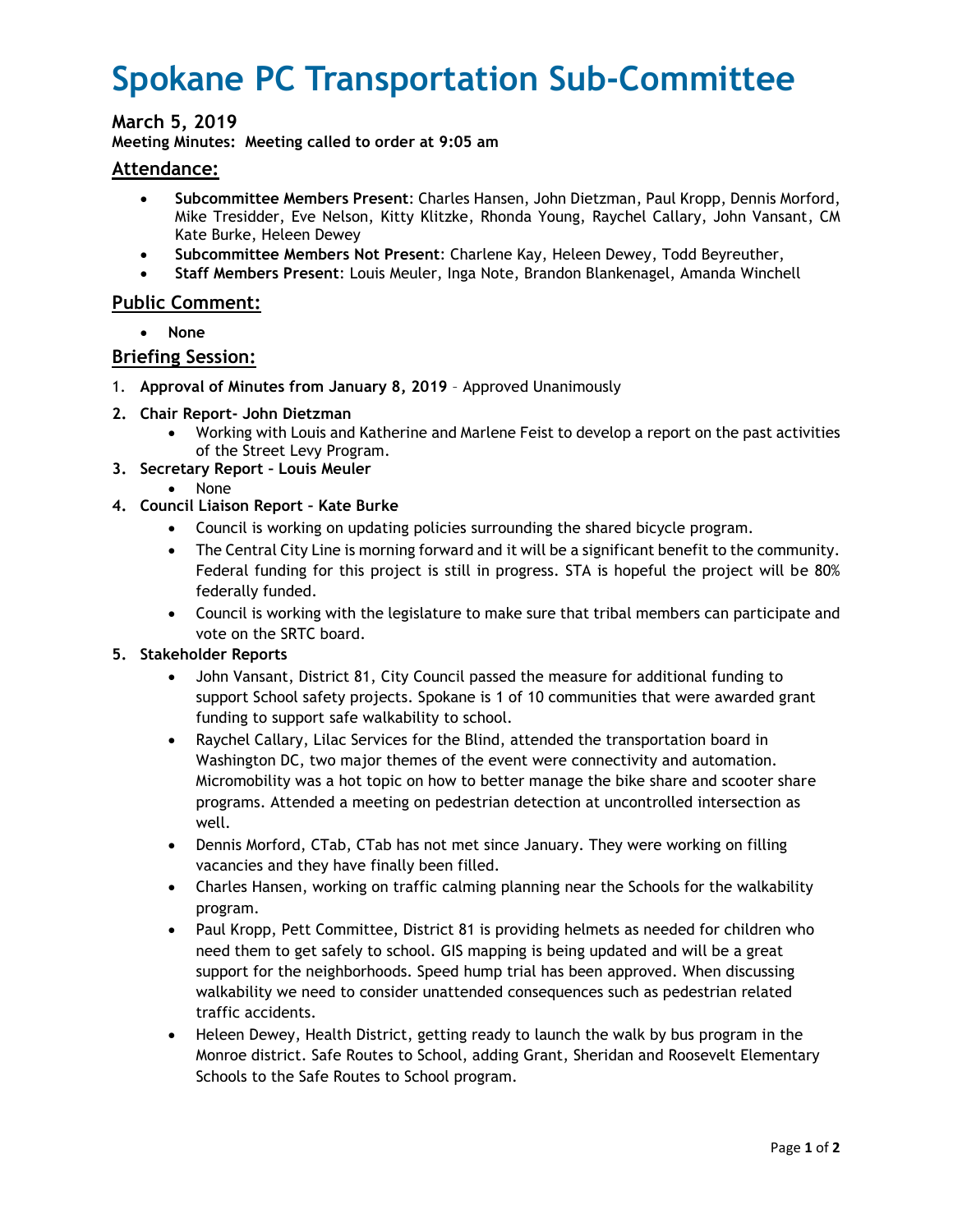# Spokane PC Transportation Sub-Committee

### March 5, 2019

**Meeting Minutes: Meeting called to order at 9:05 am**

## Attendance:

- **Subcommittee Members Present**: Charles Hansen, John Dietzman, Paul Kropp, Dennis Morford, Mike Tresidder, Eve Nelson, Kitty Klitzke, Rhonda Young, Raychel Callary, John Vansant, CM Kate Burke, Heleen Dewey
- **Subcommittee Members Not Present**: Charlene Kay, Heleen Dewey, Todd Beyreuther,
- **Staff Members Present**: Louis Meuler, Inga Note, Brandon Blankenagel, Amanda Winchell

## Public Comment:

- **None**

## Briefing Session:

1. **Approval of Minutes from January 8, 2019** – Approved Unanimously
2. **Chair Report- John Dietzman**
   - Working with Louis and Katherine and Marlene Feist to develop a report on the past activities of the Street Levy Program.
3. **Secretary Report – Louis Meuler**
   - None
4. **Council Liaison Report – Kate Burke**
   - Council is working on updating policies surrounding the shared bicycle program.
   - The Central City Line is morning forward and it will be a significant benefit to the community. Federal funding for this project is still in progress. STA is hopeful the project will be 80% federally funded.
   - Council is working with the legislature to make sure that tribal members can participate and vote on the SRTC board.
5. **Stakeholder Reports**
   - John Vansant, District 81, City Council passed the measure for additional funding to support School safety projects. Spokane is 1 of 10 communities that were awarded grant funding to support safe walkability to school.
   - Raychel Callary, Lilac Services for the Blind, attended the transportation board in Washington DC, two major themes of the event were connectivity and automation. Micromobility was a hot topic on how to better manage the bike share and scooter share programs. Attended a meeting on pedestrian detection at uncontrolled intersection as well.
   - Dennis Morford, CTab, CTab has not met since January. They were working on filling vacancies and they have finally been filled.
   - Charles Hansen, working on traffic calming planning near the Schools for the walkability program.
   - Paul Kropp, Pett Committee, District 81 is providing helmets as needed for children who need them to get safely to school. GIS mapping is being updated and will be a great support for the neighborhoods. Speed hump trial has been approved. When discussing walkability we need to consider unattended consequences such as pedestrian related traffic accidents.
   - Heleen Dewey, Health District, getting ready to launch the walk by bus program in the Monroe district. Safe Routes to School, adding Grant, Sheridan and Roosevelt Elementary Schools to the Safe Routes to School program.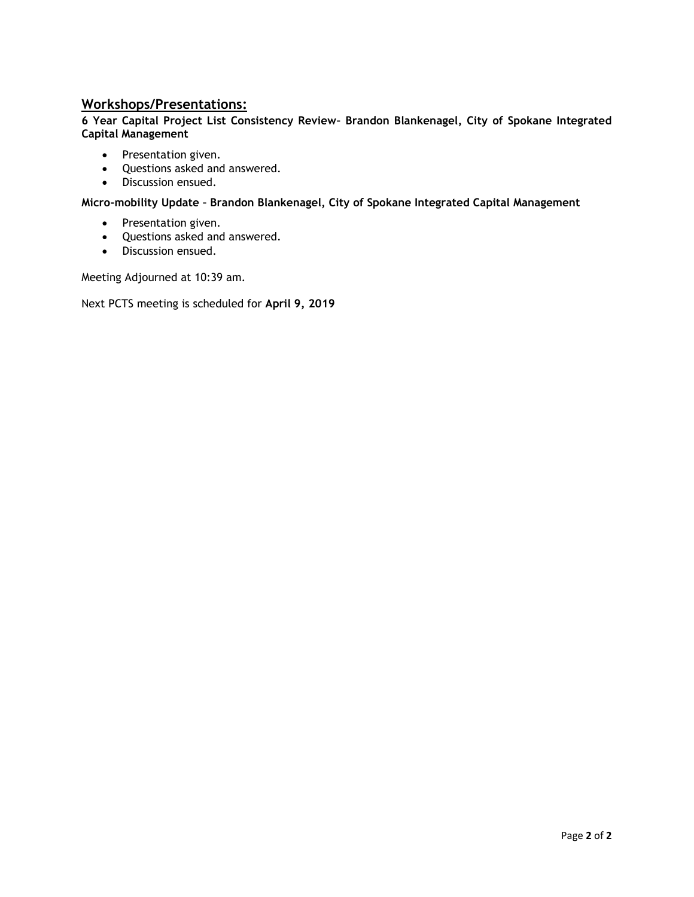## Workshops/Presentations:

**6 Year Capital Project List Consistency Review– Brandon Blankenagel, City of Spokane Integrated Capital Management**

- Presentation given.
- Questions asked and answered.
- Discussion ensued.

**Micro-mobility Update – Brandon Blankenagel, City of Spokane Integrated Capital Management**

- Presentation given.
- Questions asked and answered.
- Discussion ensued.

Meeting Adjourned at 10:39 am.

Next PCTS meeting is scheduled for **April 9, 2019**